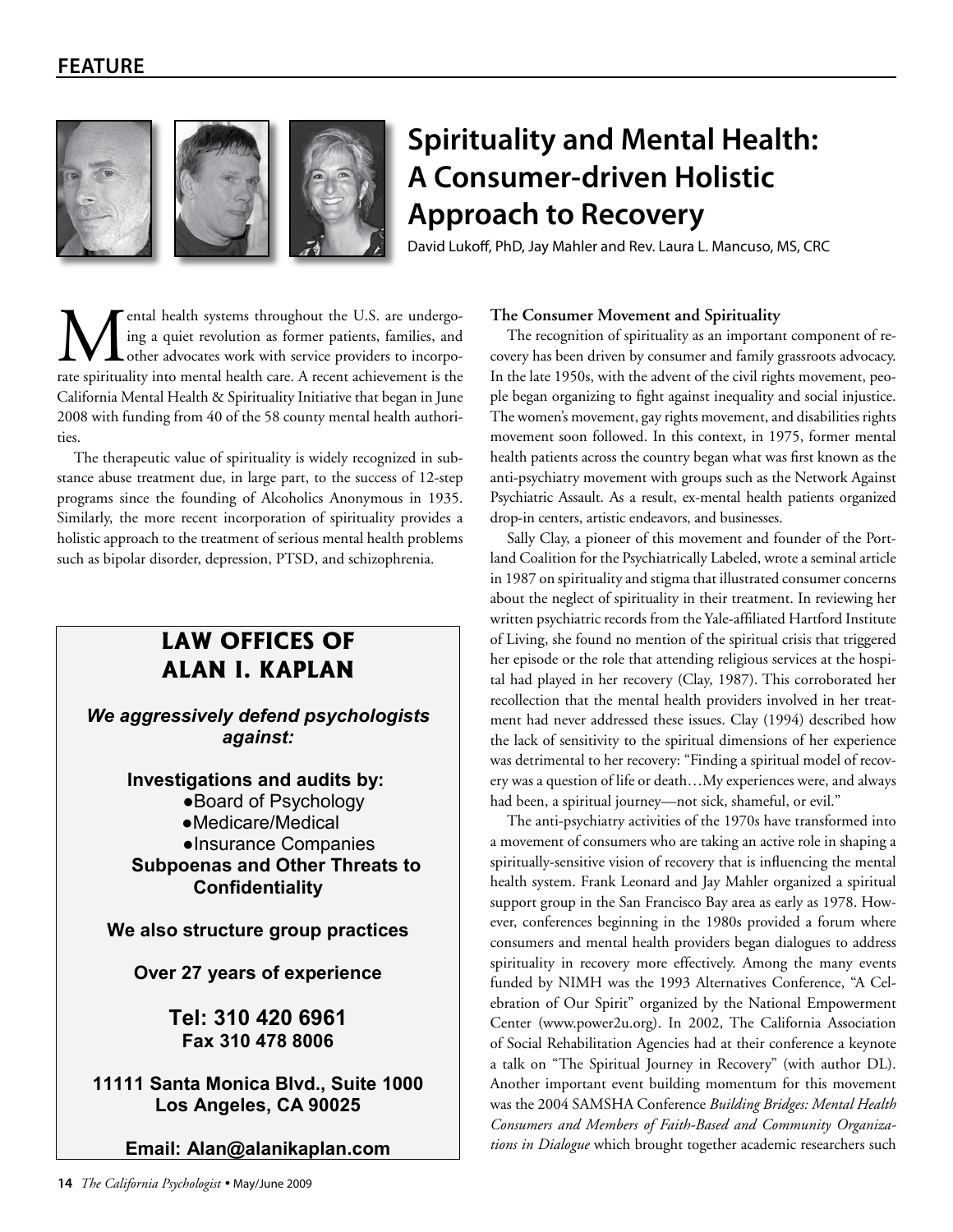FEATURE

# Spirituality and Mental Health: A Consumer-driven Holistic Approach to Recovery

David Lukoff, PhD, Jay Mahler and Rev. Laura L. Mancuso, MS, CRC

Mental health systems throughout the U.S. are undergoing a quiet revolution as former patients, families, and other advocates work with service providers to incorporate spirituality into mental health care. A recent achievement is the California Mental Health & Spirituality Initiative that began in June 2008 with funding from 40 of the 58 county mental health authorities.

The therapeutic value of spirituality is widely recognized in substance abuse treatment due, in large part, to the success of 12-step programs since the founding of Alcoholics Anonymous in 1935. Similarly, the more recent incorporation of spirituality provides a holistic approach to the treatment of serious mental health problems such as bipolar disorder, depression, PTSD, and schizophrenia.

## LAW OFFICES OF ALAN I. KAPLAN

***We aggressively defend psychologists against:***

**Investigations and audits by:**

- **Board of Psychology**
- **Medicare/Medical**
- **Insurance Companies**

**Subpoenas and Other Threats to Confidentiality**

**We also structure group practices**

**Over 27 years of experience**

**Tel: 310 420 6961**
**Fax 310 478 8006**

**11111 Santa Monica Blvd., Suite 1000**
**Los Angeles, CA 90025**

**Email: Alan@alanikaplan.com**

### The Consumer Movement and Spirituality

The recognition of spirituality as an important component of recovery has been driven by consumer and family grassroots advocacy. In the late 1950s, with the advent of the civil rights movement, people began organizing to fight against inequality and social injustice. The women's movement, gay rights movement, and disabilities rights movement soon followed. In this context, in 1975, former mental health patients across the country began what was first known as the anti-psychiatry movement with groups such as the Network Against Psychiatric Assault. As a result, ex-mental health patients organized drop-in centers, artistic endeavors, and businesses.

Sally Clay, a pioneer of this movement and founder of the Portland Coalition for the Psychiatrically Labeled, wrote a seminal article in 1987 on spirituality and stigma that illustrated consumer concerns about the neglect of spirituality in their treatment. In reviewing her written psychiatric records from the Yale-affiliated Hartford Institute of Living, she found no mention of the spiritual crisis that triggered her episode or the role that attending religious services at the hospital had played in her recovery (Clay, 1987). This corroborated her recollection that the mental health providers involved in her treatment had never addressed these issues. Clay (1994) described how the lack of sensitivity to the spiritual dimensions of her experience was detrimental to her recovery: "Finding a spiritual model of recovery was a question of life or death…My experiences were, and always had been, a spiritual journey—not sick, shameful, or evil."

The anti-psychiatry activities of the 1970s have transformed into a movement of consumers who are taking an active role in shaping a spiritually-sensitive vision of recovery that is influencing the mental health system. Frank Leonard and Jay Mahler organized a spiritual support group in the San Francisco Bay area as early as 1978. However, conferences beginning in the 1980s provided a forum where consumers and mental health providers began dialogues to address spirituality in recovery more effectively. Among the many events funded by NIMH was the 1993 Alternatives Conference, "A Celebration of Our Spirit" organized by the National Empowerment Center (www.power2u.org). In 2002, The California Association of Social Rehabilitation Agencies had at their conference a keynote a talk on "The Spiritual Journey in Recovery" (with author DL). Another important event building momentum for this movement was the 2004 SAMSHA Conference *Building Bridges: Mental Health Consumers and Members of Faith-Based and Community Organizations in Dialogue* which brought together academic researchers such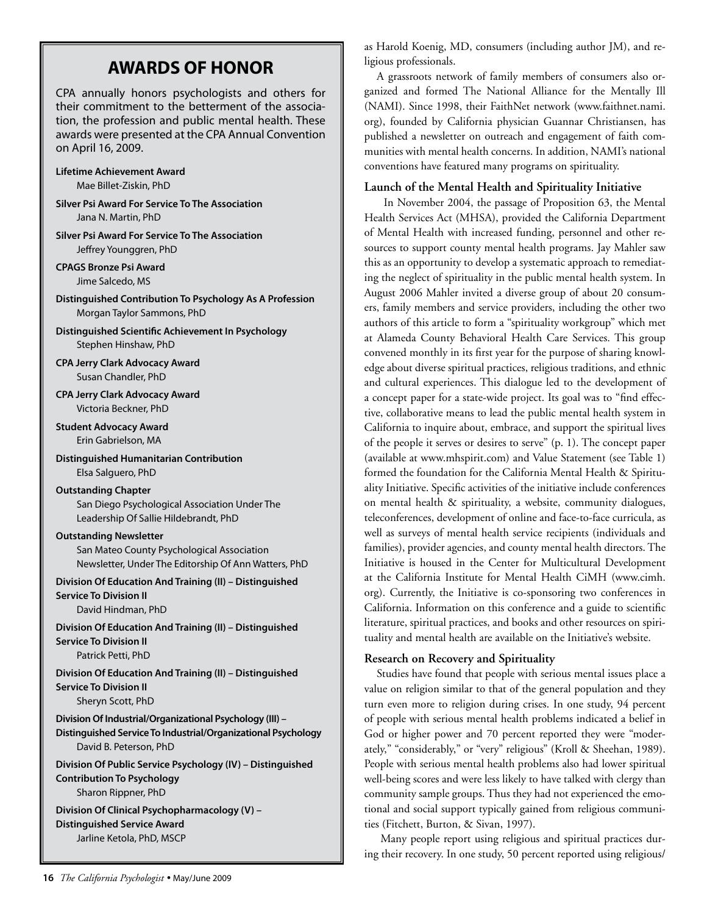## AWARDS OF HONOR

CPA annually honors psychologists and others for their commitment to the betterment of the association, the profession and public mental health. These awards were presented at the CPA Annual Convention on April 16, 2009.

**Lifetime Achievement Award**
Mae Billet-Ziskin, PhD

**Silver Psi Award For Service To The Association**
Jana N. Martin, PhD

**Silver Psi Award For Service To The Association**
Jeffrey Younggren, PhD

**CPAGS Bronze Psi Award**
Jime Salcedo, MS

**Distinguished Contribution To Psychology As A Profession**
Morgan Taylor Sammons, PhD

**Distinguished Scientific Achievement In Psychology**
Stephen Hinshaw, PhD

**CPA Jerry Clark Advocacy Award**
Susan Chandler, PhD

**CPA Jerry Clark Advocacy Award**
Victoria Beckner, PhD

**Student Advocacy Award**
Erin Gabrielson, MA

**Distinguished Humanitarian Contribution**
Elsa Salguero, PhD

**Outstanding Chapter**
San Diego Psychological Association Under The Leadership Of Sallie Hildebrandt, PhD

**Outstanding Newsletter**
San Mateo County Psychological Association Newsletter, Under The Editorship Of Ann Watters, PhD

**Division Of Education And Training (II) – Distinguished Service To Division II**
David Hindman, PhD

**Division Of Education And Training (II) – Distinguished Service To Division II**
Patrick Petti, PhD

**Division Of Education And Training (II) – Distinguished Service To Division II**
Sheryn Scott, PhD

**Division Of Industrial/Organizational Psychology (III) – Distinguished Service To Industrial/Organizational Psychology**
David B. Peterson, PhD

**Division Of Public Service Psychology (IV) – Distinguished Contribution To Psychology**
Sharon Rippner, PhD

**Division Of Clinical Psychopharmacology (V) – Distinguished Service Award**
Jarline Ketola, PhD, MSCP

as Harold Koenig, MD, consumers (including author JM), and religious professionals.

A grassroots network of family members of consumers also organized and formed The National Alliance for the Mentally Ill (NAMI). Since 1998, their FaithNet network (www.faithnet.nami.org), founded by California physician Guannar Christiansen, has published a newsletter on outreach and engagement of faith communities with mental health concerns. In addition, NAMI's national conventions have featured many programs on spirituality.

### Launch of the Mental Health and Spirituality Initiative

In November 2004, the passage of Proposition 63, the Mental Health Services Act (MHSA), provided the California Department of Mental Health with increased funding, personnel and other resources to support county mental health programs. Jay Mahler saw this as an opportunity to develop a systematic approach to remediating the neglect of spirituality in the public mental health system. In August 2006 Mahler invited a diverse group of about 20 consumers, family members and service providers, including the other two authors of this article to form a "spirituality workgroup" which met at Alameda County Behavioral Health Care Services. This group convened monthly in its first year for the purpose of sharing knowledge about diverse spiritual practices, religious traditions, and ethnic and cultural experiences. This dialogue led to the development of a concept paper for a state-wide project. Its goal was to "find effective, collaborative means to lead the public mental health system in California to inquire about, embrace, and support the spiritual lives of the people it serves or desires to serve" (p. 1). The concept paper (available at www.mhspirit.com) and Value Statement (see Table 1) formed the foundation for the California Mental Health & Spirituality Initiative. Specific activities of the initiative include conferences on mental health & spirituality, a website, community dialogues, teleconferences, development of online and face-to-face curricula, as well as surveys of mental health service recipients (individuals and families), provider agencies, and county mental health directors. The Initiative is housed in the Center for Multicultural Development at the California Institute for Mental Health CiMH (www.cimh.org). Currently, the Initiative is co-sponsoring two conferences in California. Information on this conference and a guide to scientific literature, spiritual practices, and books and other resources on spirituality and mental health are available on the Initiative's website.

### Research on Recovery and Spirituality

Studies have found that people with serious mental issues place a value on religion similar to that of the general population and they turn even more to religion during crises. In one study, 94 percent of people with serious mental health problems indicated a belief in God or higher power and 70 percent reported they were "moderately," "considerably," or "very" religious" (Kroll & Sheehan, 1989). People with serious mental health problems also had lower spiritual well-being scores and were less likely to have talked with clergy than community sample groups. Thus they had not experienced the emotional and social support typically gained from religious communities (Fitchett, Burton, & Sivan, 1997).

Many people report using religious and spiritual practices during their recovery. In one study, 50 percent reported using religious/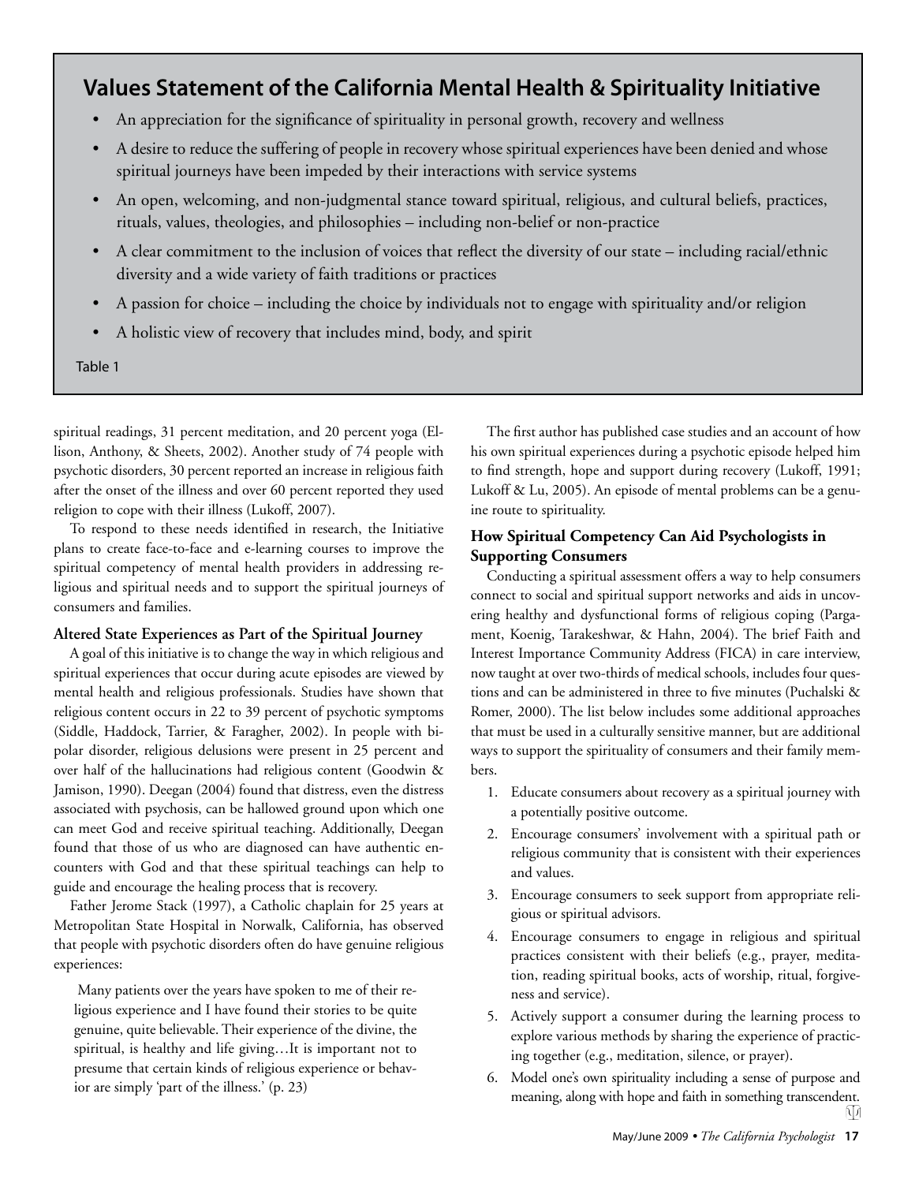## Values Statement of the California Mental Health & Spirituality Initiative

- An appreciation for the significance of spirituality in personal growth, recovery and wellness
- A desire to reduce the suffering of people in recovery whose spiritual experiences have been denied and whose spiritual journeys have been impeded by their interactions with service systems
- An open, welcoming, and non-judgmental stance toward spiritual, religious, and cultural beliefs, practices, rituals, values, theologies, and philosophies – including non-belief or non-practice
- A clear commitment to the inclusion of voices that reflect the diversity of our state – including racial/ethnic diversity and a wide variety of faith traditions or practices
- A passion for choice – including the choice by individuals not to engage with spirituality and/or religion
- A holistic view of recovery that includes mind, body, and spirit

Table 1

spiritual readings, 31 percent meditation, and 20 percent yoga (Ellison, Anthony, & Sheets, 2002). Another study of 74 people with psychotic disorders, 30 percent reported an increase in religious faith after the onset of the illness and over 60 percent reported they used religion to cope with their illness (Lukoff, 2007).

To respond to these needs identified in research, the Initiative plans to create face-to-face and e-learning courses to improve the spiritual competency of mental health providers in addressing religious and spiritual needs and to support the spiritual journeys of consumers and families.

**Altered State Experiences as Part of the Spiritual Journey**

A goal of this initiative is to change the way in which religious and spiritual experiences that occur during acute episodes are viewed by mental health and religious professionals. Studies have shown that religious content occurs in 22 to 39 percent of psychotic symptoms (Siddle, Haddock, Tarrier, & Faragher, 2002). In people with bipolar disorder, religious delusions were present in 25 percent and over half of the hallucinations had religious content (Goodwin & Jamison, 1990). Deegan (2004) found that distress, even the distress associated with psychosis, can be hallowed ground upon which one can meet God and receive spiritual teaching. Additionally, Deegan found that those of us who are diagnosed can have authentic encounters with God and that these spiritual teachings can help to guide and encourage the healing process that is recovery.

Father Jerome Stack (1997), a Catholic chaplain for 25 years at Metropolitan State Hospital in Norwalk, California, has observed that people with psychotic disorders often do have genuine religious experiences:

> Many patients over the years have spoken to me of their religious experience and I have found their stories to be quite genuine, quite believable. Their experience of the divine, the spiritual, is healthy and life giving…It is important not to presume that certain kinds of religious experience or behavior are simply 'part of the illness.' (p. 23)

The first author has published case studies and an account of how his own spiritual experiences during a psychotic episode helped him to find strength, hope and support during recovery (Lukoff, 1991; Lukoff & Lu, 2005). An episode of mental problems can be a genuine route to spirituality.

**How Spiritual Competency Can Aid Psychologists in Supporting Consumers**

Conducting a spiritual assessment offers a way to help consumers connect to social and spiritual support networks and aids in uncovering healthy and dysfunctional forms of religious coping (Pargament, Koenig, Tarakeshwar, & Hahn, 2004). The brief Faith and Interest Importance Community Address (FICA) in care interview, now taught at over two-thirds of medical schools, includes four questions and can be administered in three to five minutes (Puchalski & Romer, 2000). The list below includes some additional approaches that must be used in a culturally sensitive manner, but are additional ways to support the spirituality of consumers and their family members.

1. Educate consumers about recovery as a spiritual journey with a potentially positive outcome.
2. Encourage consumers' involvement with a spiritual path or religious community that is consistent with their experiences and values.
3. Encourage consumers to seek support from appropriate religious or spiritual advisors.
4. Encourage consumers to engage in religious and spiritual practices consistent with their beliefs (e.g., prayer, meditation, reading spiritual books, acts of worship, ritual, forgiveness and service).
5. Actively support a consumer during the learning process to explore various methods by sharing the experience of practicing together (e.g., meditation, silence, or prayer).
6. Model one's own spirituality including a sense of purpose and meaning, along with hope and faith in something transcendent.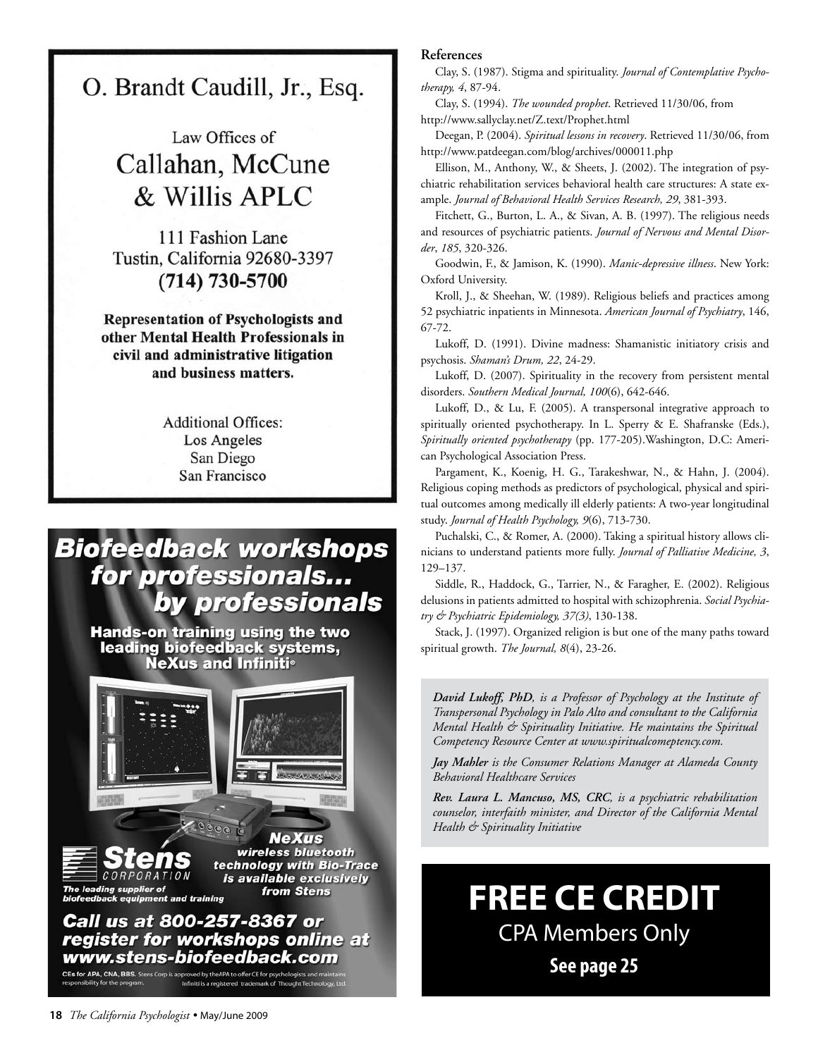O. Brandt Caudill, Jr., Esq.

Law Offices of
Callahan, McCune & Willis APLC

111 Fashion Lane
Tustin, California 92680-3397
**(714) 730-5700**

**Representation of Psychologists and other Mental Health Professionals in civil and administrative litigation and business matters.**

Additional Offices:
Los Angeles
San Diego
San Francisco

**Biofeedback workshops for professionals... by professionals**

**Hands-on training using the two leading biofeedback systems, NeXus and Infiniti®**

**NeXus wireless bluetooth technology with Bio-Trace is available exclusively from Stens**

**Stens CORPORATION**
**The leading supplier of biofeedback equipment and training**

**Call us at 800-257-8367 or register for workshops online at www.stens-biofeedback.com**

CEs for APA, CNA, BBS. Stens Corp is approved by the APA to offer CE for psychologists and maintains responsibility for the program. Infiniti is a registered trademark of Thought Technology, Ltd.

## References

Clay, S. (1987). Stigma and spirituality. *Journal of Contemplative Psychotherapy, 4*, 87-94.

Clay, S. (1994). *The wounded prophet*. Retrieved 11/30/06, from http://www.sallyclay.net/Z.text/Prophet.html

Deegan, P. (2004). *Spiritual lessons in recovery*. Retrieved 11/30/06, from http://www.patdeegan.com/blog/archives/000011.php

Ellison, M., Anthony, W., & Sheets, J. (2002). The integration of psychiatric rehabilitation services behavioral health care structures: A state example. *Journal of Behavioral Health Services Research, 29*, 381-393.

Fitchett, G., Burton, L. A., & Sivan, A. B. (1997). The religious needs and resources of psychiatric patients. *Journal of Nervous and Mental Disorder*, *185*, 320-326.

Goodwin, F., & Jamison, K. (1990). *Manic-depressive illness*. New York: Oxford University.

Kroll, J., & Sheehan, W. (1989). Religious beliefs and practices among 52 psychiatric inpatients in Minnesota. *American Journal of Psychiatry*, 146, 67-72.

Lukoff, D. (1991). Divine madness: Shamanistic initiatory crisis and psychosis. *Shaman's Drum, 22*, 24-29.

Lukoff, D. (2007). Spirituality in the recovery from persistent mental disorders. *Southern Medical Journal, 100*(6), 642-646.

Lukoff, D., & Lu, F. (2005). A transpersonal integrative approach to spiritually oriented psychotherapy. In L. Sperry & E. Shafranske (Eds.), *Spiritually oriented psychotherapy* (pp. 177-205).Washington, D.C: American Psychological Association Press.

Pargament, K., Koenig, H. G., Tarakeshwar, N., & Hahn, J. (2004). Religious coping methods as predictors of psychological, physical and spiritual outcomes among medically ill elderly patients: A two-year longitudinal study. *Journal of Health Psychology, 9*(6), 713-730.

Puchalski, C., & Romer, A. (2000). Taking a spiritual history allows clinicians to understand patients more fully. *Journal of Palliative Medicine, 3*, 129–137.

Siddle, R., Haddock, G., Tarrier, N., & Faragher, E. (2002). Religious delusions in patients admitted to hospital with schizophrenia. *Social Psychiatry & Psychiatric Epidemiology, 37(3)*, 130-138.

Stack, J. (1997). Organized religion is but one of the many paths toward spiritual growth. *The Journal, 8*(4), 23-26.

***David Lukoff, PhD**, is a Professor of Psychology at the Institute of Transpersonal Psychology in Palo Alto and consultant to the California Mental Health & Spirituality Initiative. He maintains the Spiritual Competency Resource Center at www.spiritualcomeptency.com.*

***Jay Mahler** is the Consumer Relations Manager at Alameda County Behavioral Healthcare Services*

***Rev. Laura L. Mancuso, MS, CRC**, is a psychiatric rehabilitation counselor, interfaith minister, and Director of the California Mental Health & Spirituality Initiative*

**FREE CE CREDIT**
CPA Members Only
**See page 25**